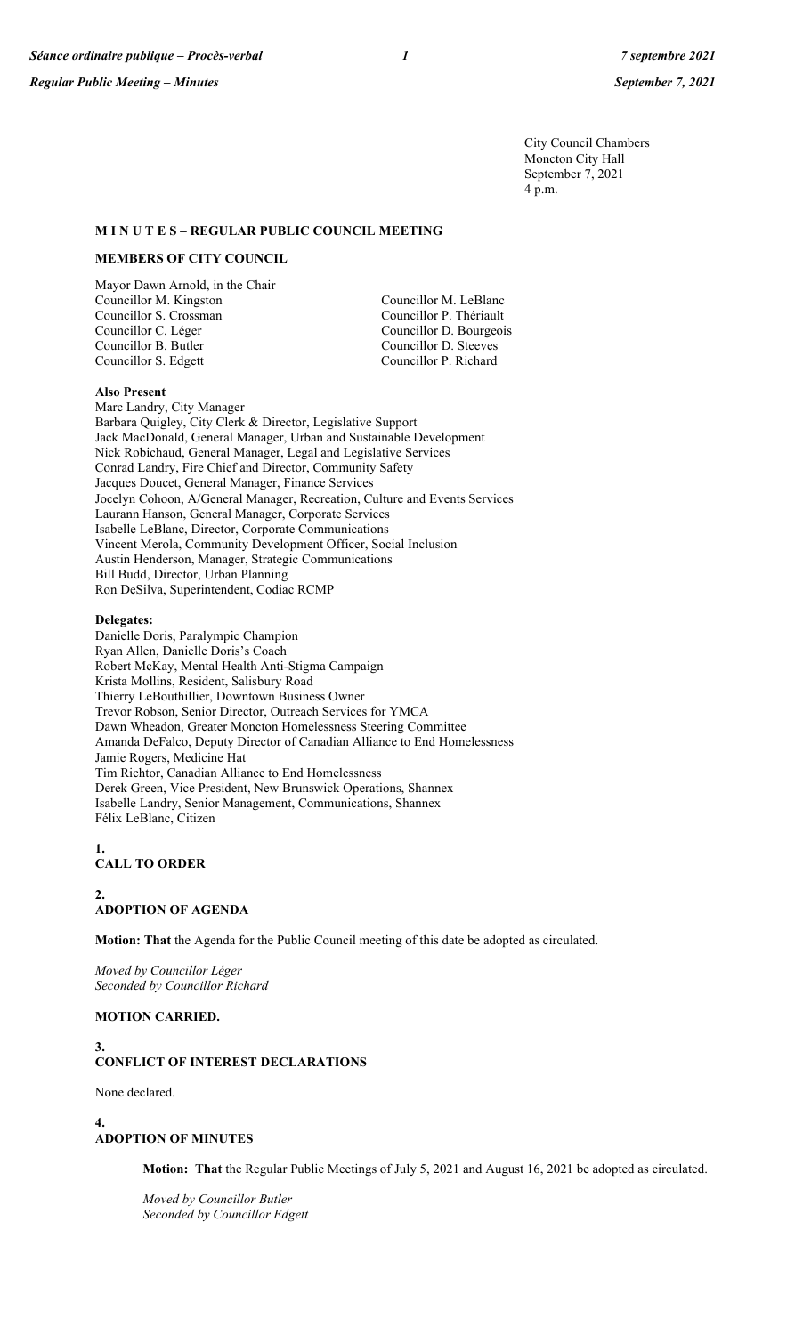City Council Chambers
Moncton City Hall
September 7, 2021
4 p.m.

## M I N U T E S – REGULAR PUBLIC COUNCIL MEETING

### MEMBERS OF CITY COUNCIL

Mayor Dawn Arnold, in the Chair
Councillor M. Kingston
Councillor S. Crossman
Councillor C. Léger
Councillor B. Butler
Councillor S. Edgett
Councillor M. LeBlanc
Councillor P. Thériault
Councillor D. Bourgeois
Councillor D. Steeves
Councillor P. Richard

**Also Present**

Marc Landry, City Manager
Barbara Quigley, City Clerk & Director, Legislative Support
Jack MacDonald, General Manager, Urban and Sustainable Development
Nick Robichaud, General Manager, Legal and Legislative Services
Conrad Landry, Fire Chief and Director, Community Safety
Jacques Doucet, General Manager, Finance Services
Jocelyn Cohoon, A/General Manager, Recreation, Culture and Events Services
Laurann Hanson, General Manager, Corporate Services
Isabelle LeBlanc, Director, Corporate Communications
Vincent Merola, Community Development Officer, Social Inclusion
Austin Henderson, Manager, Strategic Communications
Bill Budd, Director, Urban Planning
Ron DeSilva, Superintendent, Codiac RCMP

**Delegates:**

Danielle Doris, Paralympic Champion
Ryan Allen, Danielle Doris's Coach
Robert McKay, Mental Health Anti-Stigma Campaign
Krista Mollins, Resident, Salisbury Road
Thierry LeBouthillier, Downtown Business Owner
Trevor Robson, Senior Director, Outreach Services for YMCA
Dawn Wheadon, Greater Moncton Homelessness Steering Committee
Amanda DeFalco, Deputy Director of Canadian Alliance to End Homelessness
Jamie Rogers, Medicine Hat
Tim Richtor, Canadian Alliance to End Homelessness
Derek Green, Vice President, New Brunswick Operations, Shannex
Isabelle Landry, Senior Management, Communications, Shannex
Félix LeBlanc, Citizen

### 1. CALL TO ORDER

### 2. ADOPTION OF AGENDA

**Motion: That** the Agenda for the Public Council meeting of this date be adopted as circulated.

*Moved by Councillor Léger*
*Seconded by Councillor Richard*

**MOTION CARRIED.**

### 3. CONFLICT OF INTEREST DECLARATIONS

None declared.

### 4. ADOPTION OF MINUTES

**Motion: That** the Regular Public Meetings of July 5, 2021 and August 16, 2021 be adopted as circulated.

*Moved by Councillor Butler*
*Seconded by Councillor Edgett*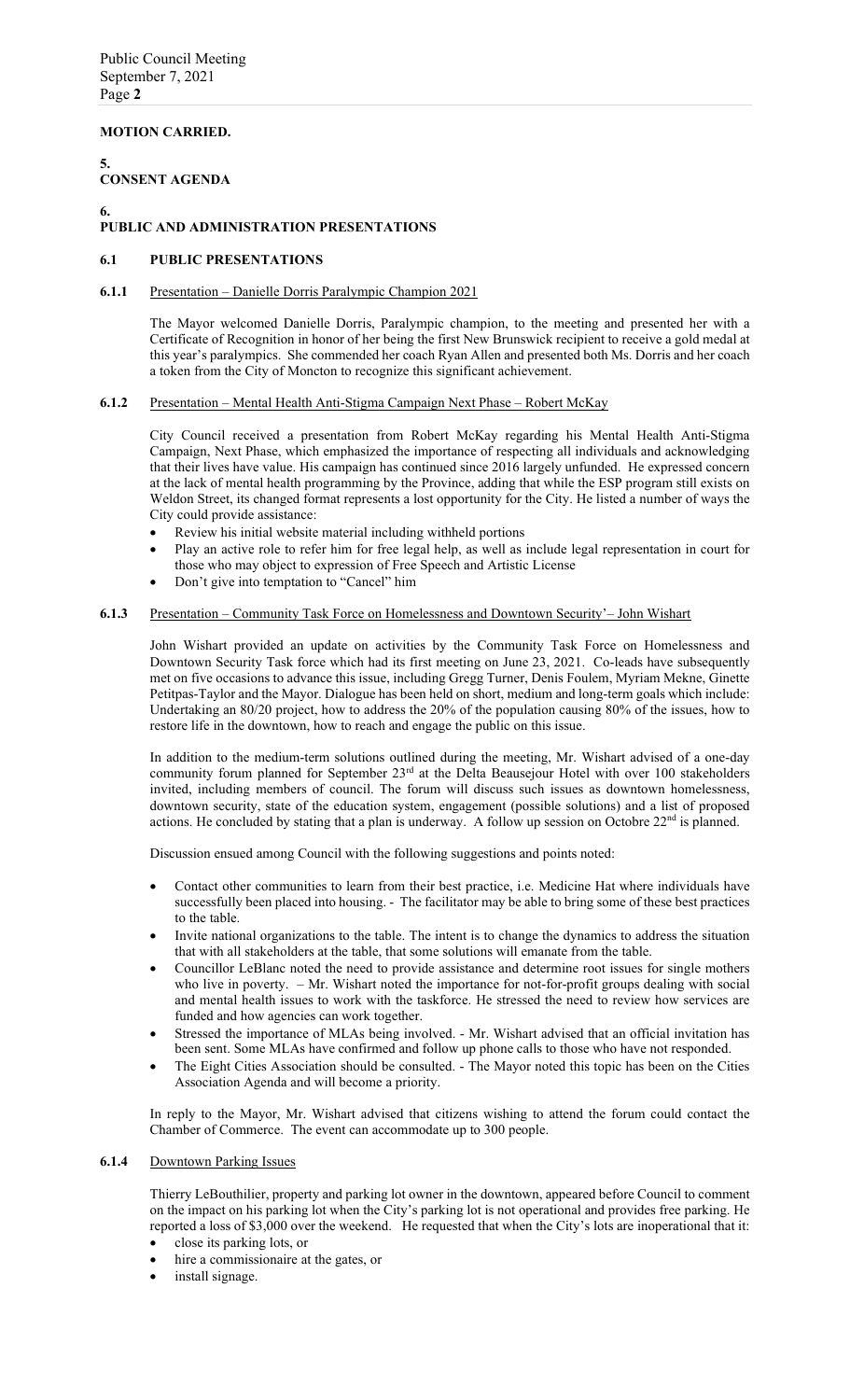**MOTION CARRIED.**

## 5. CONSENT AGENDA

## 6. PUBLIC AND ADMINISTRATION PRESENTATIONS

### 6.1 PUBLIC PRESENTATIONS

**6.1.1** Presentation – Danielle Dorris Paralympic Champion 2021

The Mayor welcomed Danielle Dorris, Paralympic champion, to the meeting and presented her with a Certificate of Recognition in honor of her being the first New Brunswick recipient to receive a gold medal at this year's paralympics. She commended her coach Ryan Allen and presented both Ms. Dorris and her coach a token from the City of Moncton to recognize this significant achievement.

**6.1.2** Presentation – Mental Health Anti-Stigma Campaign Next Phase – Robert McKay

City Council received a presentation from Robert McKay regarding his Mental Health Anti-Stigma Campaign, Next Phase, which emphasized the importance of respecting all individuals and acknowledging that their lives have value. His campaign has continued since 2016 largely unfunded. He expressed concern at the lack of mental health programming by the Province, adding that while the ESP program still exists on Weldon Street, its changed format represents a lost opportunity for the City. He listed a number of ways the City could provide assistance:

- Review his initial website material including withheld portions
- Play an active role to refer him for free legal help, as well as include legal representation in court for those who may object to expression of Free Speech and Artistic License
- Don't give into temptation to "Cancel" him

**6.1.3** Presentation – Community Task Force on Homelessness and Downtown Security'– John Wishart

John Wishart provided an update on activities by the Community Task Force on Homelessness and Downtown Security Task force which had its first meeting on June 23, 2021. Co-leads have subsequently met on five occasions to advance this issue, including Gregg Turner, Denis Foulem, Myriam Mekne, Ginette Petitpas-Taylor and the Mayor. Dialogue has been held on short, medium and long-term goals which include: Undertaking an 80/20 project, how to address the 20% of the population causing 80% of the issues, how to restore life in the downtown, how to reach and engage the public on this issue.

In addition to the medium-term solutions outlined during the meeting, Mr. Wishart advised of a one-day community forum planned for September 23rd at the Delta Beausejour Hotel with over 100 stakeholders invited, including members of council. The forum will discuss such issues as downtown homelessness, downtown security, state of the education system, engagement (possible solutions) and a list of proposed actions. He concluded by stating that a plan is underway. A follow up session on Octobre 22nd is planned.

Discussion ensued among Council with the following suggestions and points noted:

- Contact other communities to learn from their best practice, i.e. Medicine Hat where individuals have successfully been placed into housing. - The facilitator may be able to bring some of these best practices to the table.
- Invite national organizations to the table. The intent is to change the dynamics to address the situation that with all stakeholders at the table, that some solutions will emanate from the table.
- Councillor LeBlanc noted the need to provide assistance and determine root issues for single mothers who live in poverty. – Mr. Wishart noted the importance for not-for-profit groups dealing with social and mental health issues to work with the taskforce. He stressed the need to review how services are funded and how agencies can work together.
- Stressed the importance of MLAs being involved. - Mr. Wishart advised that an official invitation has been sent. Some MLAs have confirmed and follow up phone calls to those who have not responded.
- The Eight Cities Association should be consulted. - The Mayor noted this topic has been on the Cities Association Agenda and will become a priority.

In reply to the Mayor, Mr. Wishart advised that citizens wishing to attend the forum could contact the Chamber of Commerce. The event can accommodate up to 300 people.

**6.1.4** Downtown Parking Issues

Thierry LeBouthilier, property and parking lot owner in the downtown, appeared before Council to comment on the impact on his parking lot when the City's parking lot is not operational and provides free parking. He reported a loss of $3,000 over the weekend. He requested that when the City's lots are inoperational that it:

- close its parking lots, or
- hire a commissionaire at the gates, or
- install signage.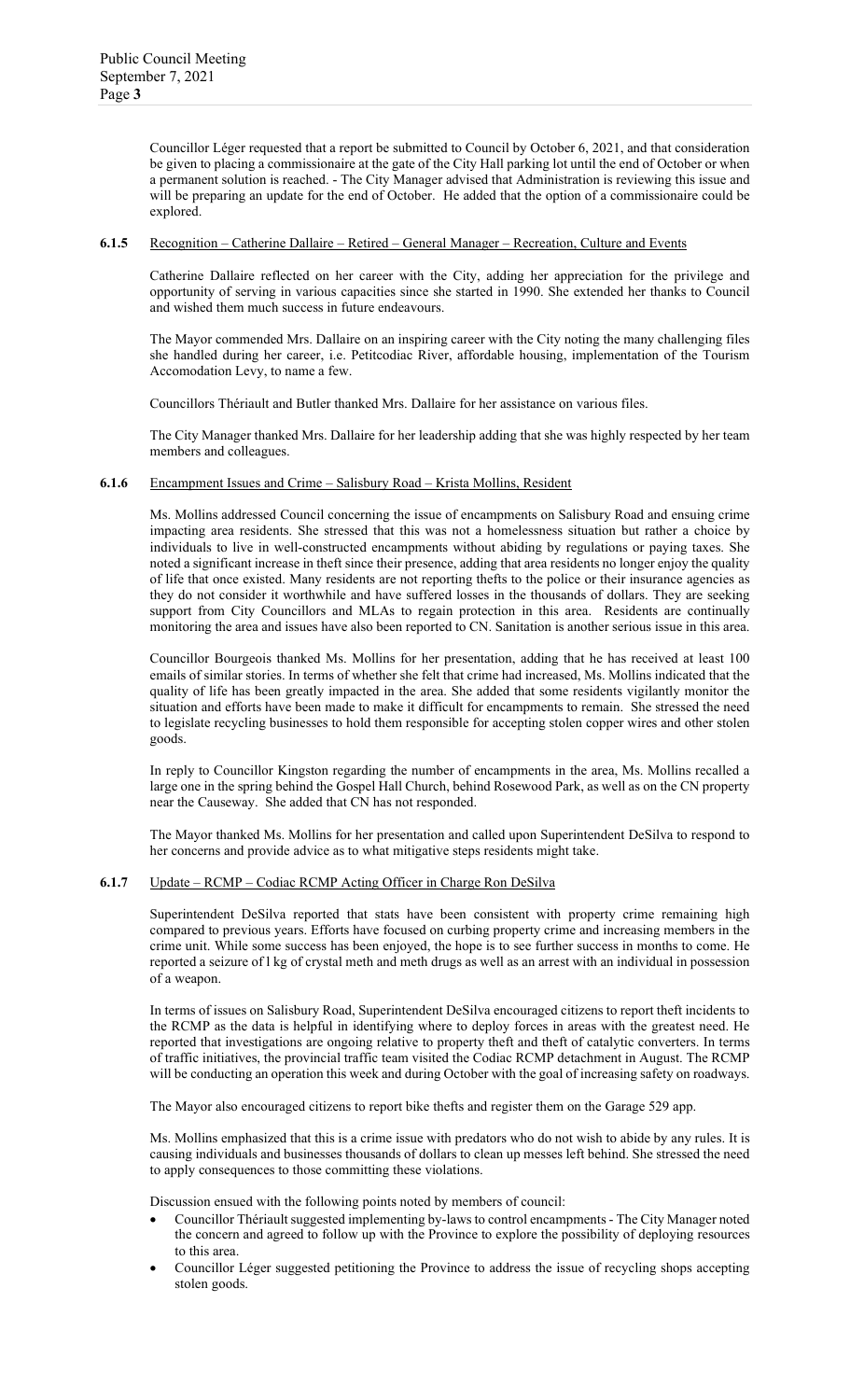Councillor Léger requested that a report be submitted to Council by October 6, 2021, and that consideration be given to placing a commissionaire at the gate of the City Hall parking lot until the end of October or when a permanent solution is reached. - The City Manager advised that Administration is reviewing this issue and will be preparing an update for the end of October. He added that the option of a commissionaire could be explored.

**6.1.5** Recognition – Catherine Dallaire – Retired – General Manager – Recreation, Culture and Events

Catherine Dallaire reflected on her career with the City, adding her appreciation for the privilege and opportunity of serving in various capacities since she started in 1990. She extended her thanks to Council and wished them much success in future endeavours.

The Mayor commended Mrs. Dallaire on an inspiring career with the City noting the many challenging files she handled during her career, i.e. Petitcodiac River, affordable housing, implementation of the Tourism Accomodation Levy, to name a few.

Councillors Thériault and Butler thanked Mrs. Dallaire for her assistance on various files.

The City Manager thanked Mrs. Dallaire for her leadership adding that she was highly respected by her team members and colleagues.

**6.1.6** Encampment Issues and Crime – Salisbury Road – Krista Mollins, Resident

Ms. Mollins addressed Council concerning the issue of encampments on Salisbury Road and ensuing crime impacting area residents. She stressed that this was not a homelessness situation but rather a choice by individuals to live in well-constructed encampments without abiding by regulations or paying taxes. She noted a significant increase in theft since their presence, adding that area residents no longer enjoy the quality of life that once existed. Many residents are not reporting thefts to the police or their insurance agencies as they do not consider it worthwhile and have suffered losses in the thousands of dollars. They are seeking support from City Councillors and MLAs to regain protection in this area. Residents are continually monitoring the area and issues have also been reported to CN. Sanitation is another serious issue in this area.

Councillor Bourgeois thanked Ms. Mollins for her presentation, adding that he has received at least 100 emails of similar stories. In terms of whether she felt that crime had increased, Ms. Mollins indicated that the quality of life has been greatly impacted in the area. She added that some residents vigilantly monitor the situation and efforts have been made to make it difficult for encampments to remain. She stressed the need to legislate recycling businesses to hold them responsible for accepting stolen copper wires and other stolen goods.

In reply to Councillor Kingston regarding the number of encampments in the area, Ms. Mollins recalled a large one in the spring behind the Gospel Hall Church, behind Rosewood Park, as well as on the CN property near the Causeway. She added that CN has not responded.

The Mayor thanked Ms. Mollins for her presentation and called upon Superintendent DeSilva to respond to her concerns and provide advice as to what mitigative steps residents might take.

**6.1.7** Update – RCMP – Codiac RCMP Acting Officer in Charge Ron DeSilva

Superintendent DeSilva reported that stats have been consistent with property crime remaining high compared to previous years. Efforts have focused on curbing property crime and increasing members in the crime unit. While some success has been enjoyed, the hope is to see further success in months to come. He reported a seizure of l kg of crystal meth and meth drugs as well as an arrest with an individual in possession of a weapon.

In terms of issues on Salisbury Road, Superintendent DeSilva encouraged citizens to report theft incidents to the RCMP as the data is helpful in identifying where to deploy forces in areas with the greatest need. He reported that investigations are ongoing relative to property theft and theft of catalytic converters. In terms of traffic initiatives, the provincial traffic team visited the Codiac RCMP detachment in August. The RCMP will be conducting an operation this week and during October with the goal of increasing safety on roadways.

The Mayor also encouraged citizens to report bike thefts and register them on the Garage 529 app.

Ms. Mollins emphasized that this is a crime issue with predators who do not wish to abide by any rules. It is causing individuals and businesses thousands of dollars to clean up messes left behind. She stressed the need to apply consequences to those committing these violations.

Discussion ensued with the following points noted by members of council:

- Councillor Thériault suggested implementing by-laws to control encampments - The City Manager noted the concern and agreed to follow up with the Province to explore the possibility of deploying resources to this area.
- Councillor Léger suggested petitioning the Province to address the issue of recycling shops accepting stolen goods.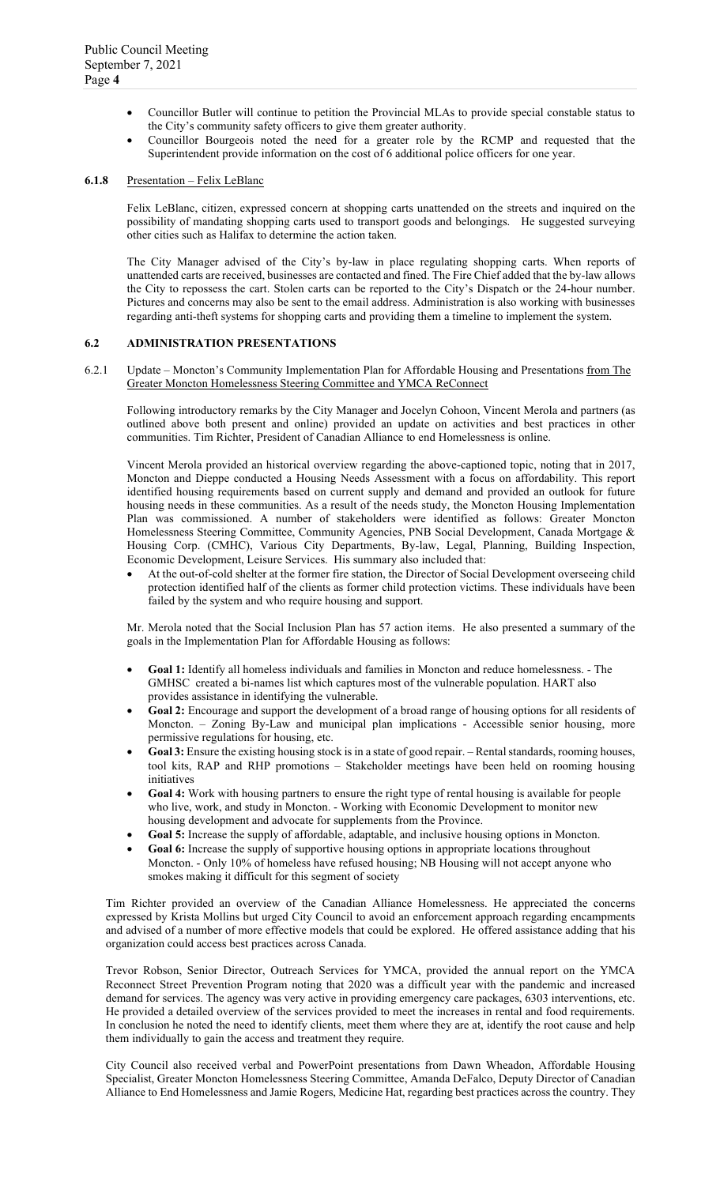- Councillor Butler will continue to petition the Provincial MLAs to provide special constable status to the City's community safety officers to give them greater authority.
- Councillor Bourgeois noted the need for a greater role by the RCMP and requested that the Superintendent provide information on the cost of 6 additional police officers for one year.

**6.1.8** Presentation – Felix LeBlanc

Felix LeBlanc, citizen, expressed concern at shopping carts unattended on the streets and inquired on the possibility of mandating shopping carts used to transport goods and belongings. He suggested surveying other cities such as Halifax to determine the action taken.

The City Manager advised of the City's by-law in place regulating shopping carts. When reports of unattended carts are received, businesses are contacted and fined. The Fire Chief added that the by-law allows the City to repossess the cart. Stolen carts can be reported to the City's Dispatch or the 24-hour number. Pictures and concerns may also be sent to the email address. Administration is also working with businesses regarding anti-theft systems for shopping carts and providing them a timeline to implement the system.

## 6.2 ADMINISTRATION PRESENTATIONS

6.2.1 Update – Moncton's Community Implementation Plan for Affordable Housing and Presentations from The Greater Moncton Homelessness Steering Committee and YMCA ReConnect

Following introductory remarks by the City Manager and Jocelyn Cohoon, Vincent Merola and partners (as outlined above both present and online) provided an update on activities and best practices in other communities. Tim Richter, President of Canadian Alliance to end Homelessness is online.

Vincent Merola provided an historical overview regarding the above-captioned topic, noting that in 2017, Moncton and Dieppe conducted a Housing Needs Assessment with a focus on affordability. This report identified housing requirements based on current supply and demand and provided an outlook for future housing needs in these communities. As a result of the needs study, the Moncton Housing Implementation Plan was commissioned. A number of stakeholders were identified as follows: Greater Moncton Homelessness Steering Committee, Community Agencies, PNB Social Development, Canada Mortgage & Housing Corp. (CMHC), Various City Departments, By-law, Legal, Planning, Building Inspection, Economic Development, Leisure Services. His summary also included that:

- At the out-of-cold shelter at the former fire station, the Director of Social Development overseeing child protection identified half of the clients as former child protection victims. These individuals have been failed by the system and who require housing and support.

Mr. Merola noted that the Social Inclusion Plan has 57 action items. He also presented a summary of the goals in the Implementation Plan for Affordable Housing as follows:

- **Goal 1:** Identify all homeless individuals and families in Moncton and reduce homelessness. - The GMHSC created a bi-names list which captures most of the vulnerable population. HART also provides assistance in identifying the vulnerable.
- **Goal 2:** Encourage and support the development of a broad range of housing options for all residents of Moncton. – Zoning By-Law and municipal plan implications - Accessible senior housing, more permissive regulations for housing, etc.
- **Goal 3:** Ensure the existing housing stock is in a state of good repair. – Rental standards, rooming houses, tool kits, RAP and RHP promotions – Stakeholder meetings have been held on rooming housing initiatives
- **Goal 4:** Work with housing partners to ensure the right type of rental housing is available for people who live, work, and study in Moncton. - Working with Economic Development to monitor new housing development and advocate for supplements from the Province.
- **Goal 5:** Increase the supply of affordable, adaptable, and inclusive housing options in Moncton.
- **Goal 6:** Increase the supply of supportive housing options in appropriate locations throughout Moncton. - Only 10% of homeless have refused housing; NB Housing will not accept anyone who smokes making it difficult for this segment of society

Tim Richter provided an overview of the Canadian Alliance Homelessness. He appreciated the concerns expressed by Krista Mollins but urged City Council to avoid an enforcement approach regarding encampments and advised of a number of more effective models that could be explored. He offered assistance adding that his organization could access best practices across Canada.

Trevor Robson, Senior Director, Outreach Services for YMCA, provided the annual report on the YMCA Reconnect Street Prevention Program noting that 2020 was a difficult year with the pandemic and increased demand for services. The agency was very active in providing emergency care packages, 6303 interventions, etc. He provided a detailed overview of the services provided to meet the increases in rental and food requirements. In conclusion he noted the need to identify clients, meet them where they are at, identify the root cause and help them individually to gain the access and treatment they require.

City Council also received verbal and PowerPoint presentations from Dawn Wheadon, Affordable Housing Specialist, Greater Moncton Homelessness Steering Committee, Amanda DeFalco, Deputy Director of Canadian Alliance to End Homelessness and Jamie Rogers, Medicine Hat, regarding best practices across the country. They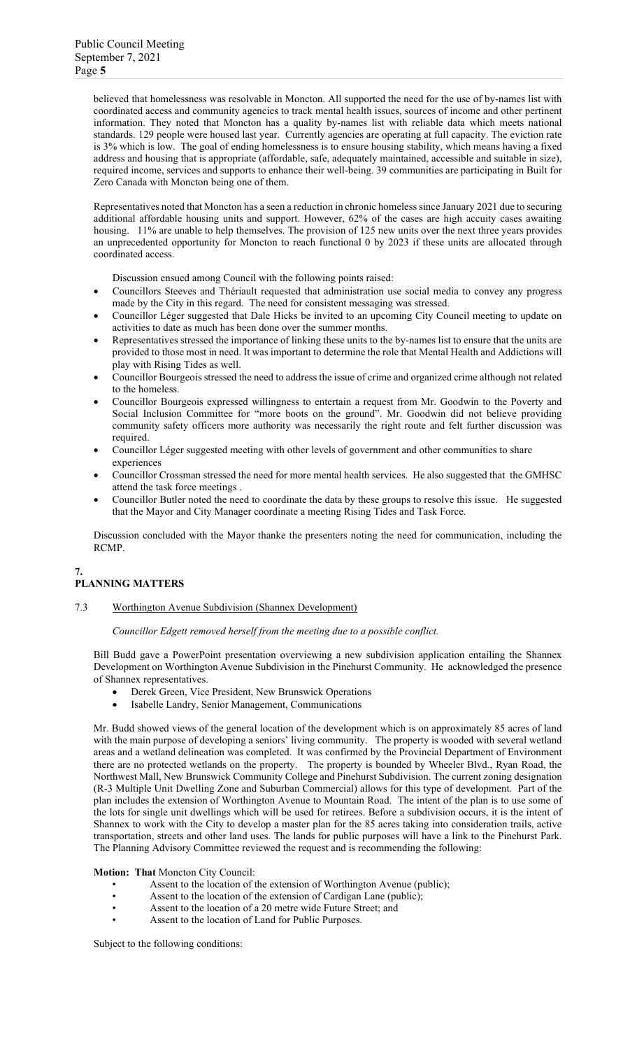believed that homelessness was resolvable in Moncton. All supported the need for the use of by-names list with coordinated access and community agencies to track mental health issues, sources of income and other pertinent information. They noted that Moncton has a quality by-names list with reliable data which meets national standards. 129 people were housed last year. Currently agencies are operating at full capacity. The eviction rate is 3% which is low. The goal of ending homelessness is to ensure housing stability, which means having a fixed address and housing that is appropriate (affordable, safe, adequately maintained, accessible and suitable in size), required income, services and supports to enhance their well-being. 39 communities are participating in Built for Zero Canada with Moncton being one of them.

Representatives noted that Moncton has a seen a reduction in chronic homeless since January 2021 due to securing additional affordable housing units and support. However, 62% of the cases are high accuity cases awaiting housing. 11% are unable to help themselves. The provision of 125 new units over the next three years provides an unprecedented opportunity for Moncton to reach functional 0 by 2023 if these units are allocated through coordinated access.

Discussion ensued among Council with the following points raised:

- Councillors Steeves and Thériault requested that administration use social media to convey any progress made by the City in this regard. The need for consistent messaging was stressed.
- Councillor Léger suggested that Dale Hicks be invited to an upcoming City Council meeting to update on activities to date as much has been done over the summer months.
- Representatives stressed the importance of linking these units to the by-names list to ensure that the units are provided to those most in need. It was important to determine the role that Mental Health and Addictions will play with Rising Tides as well.
- Councillor Bourgeois stressed the need to address the issue of crime and organized crime although not related to the homeless.
- Councillor Bourgeois expressed willingness to entertain a request from Mr. Goodwin to the Poverty and Social Inclusion Committee for "more boots on the ground". Mr. Goodwin did not believe providing community safety officers more authority was necessarily the right route and felt further discussion was required.
- Councillor Léger suggested meeting with other levels of government and other communities to share experiences
- Councillor Crossman stressed the need for more mental health services. He also suggested that the GMHSC attend the task force meetings .
- Councillor Butler noted the need to coordinate the data by these groups to resolve this issue. He suggested that the Mayor and City Manager coordinate a meeting Rising Tides and Task Force.

Discussion concluded with the Mayor thanke the presenters noting the need for communication, including the RCMP.

## 7. PLANNING MATTERS

### 7.3 Worthington Avenue Subdivision (Shannex Development)

*Councillor Edgett removed herself from the meeting due to a possible conflict.*

Bill Budd gave a PowerPoint presentation overviewing a new subdivision application entailing the Shannex Development on Worthington Avenue Subdivision in the Pinehurst Community. He acknowledged the presence of Shannex representatives.

- Derek Green, Vice President, New Brunswick Operations
- Isabelle Landry, Senior Management, Communications

Mr. Budd showed views of the general location of the development which is on approximately 85 acres of land with the main purpose of developing a seniors' living community. The property is wooded with several wetland areas and a wetland delineation was completed. It was confirmed by the Provincial Department of Environment there are no protected wetlands on the property. The property is bounded by Wheeler Blvd., Ryan Road, the Northwest Mall, New Brunswick Community College and Pinehurst Subdivision. The current zoning designation (R-3 Multiple Unit Dwelling Zone and Suburban Commercial) allows for this type of development. Part of the plan includes the extension of Worthington Avenue to Mountain Road. The intent of the plan is to use some of the lots for single unit dwellings which will be used for retirees. Before a subdivision occurs, it is the intent of Shannex to work with the City to develop a master plan for the 85 acres taking into consideration trails, active transportation, streets and other land uses. The lands for public purposes will have a link to the Pinehurst Park. The Planning Advisory Committee reviewed the request and is recommending the following:

**Motion: That** Moncton City Council:

- Assent to the location of the extension of Worthington Avenue (public);
- Assent to the location of the extension of Cardigan Lane (public);
- Assent to the location of a 20 metre wide Future Street; and
- Assent to the location of Land for Public Purposes.

Subject to the following conditions: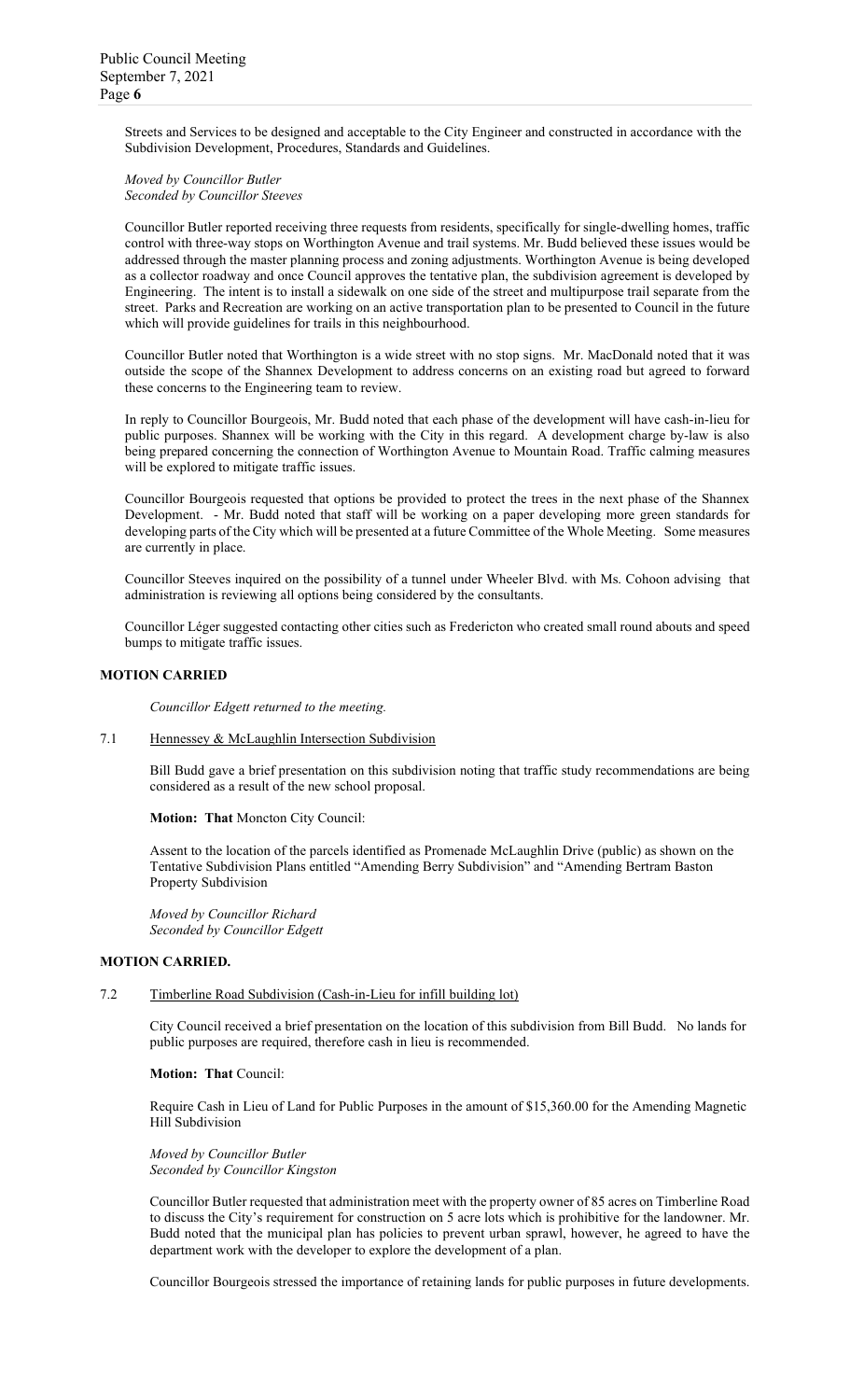Streets and Services to be designed and acceptable to the City Engineer and constructed in accordance with the Subdivision Development, Procedures, Standards and Guidelines.

*Moved by Councillor Butler*
*Seconded by Councillor Steeves*

Councillor Butler reported receiving three requests from residents, specifically for single-dwelling homes, traffic control with three-way stops on Worthington Avenue and trail systems. Mr. Budd believed these issues would be addressed through the master planning process and zoning adjustments. Worthington Avenue is being developed as a collector roadway and once Council approves the tentative plan, the subdivision agreement is developed by Engineering. The intent is to install a sidewalk on one side of the street and multipurpose trail separate from the street. Parks and Recreation are working on an active transportation plan to be presented to Council in the future which will provide guidelines for trails in this neighbourhood.

Councillor Butler noted that Worthington is a wide street with no stop signs. Mr. MacDonald noted that it was outside the scope of the Shannex Development to address concerns on an existing road but agreed to forward these concerns to the Engineering team to review.

In reply to Councillor Bourgeois, Mr. Budd noted that each phase of the development will have cash-in-lieu for public purposes. Shannex will be working with the City in this regard. A development charge by-law is also being prepared concerning the connection of Worthington Avenue to Mountain Road. Traffic calming measures will be explored to mitigate traffic issues.

Councillor Bourgeois requested that options be provided to protect the trees in the next phase of the Shannex Development. - Mr. Budd noted that staff will be working on a paper developing more green standards for developing parts of the City which will be presented at a future Committee of the Whole Meeting. Some measures are currently in place.

Councillor Steeves inquired on the possibility of a tunnel under Wheeler Blvd. with Ms. Cohoon advising that administration is reviewing all options being considered by the consultants.

Councillor Léger suggested contacting other cities such as Fredericton who created small round abouts and speed bumps to mitigate traffic issues.

**MOTION CARRIED**

*Councillor Edgett returned to the meeting.*

7.1 Hennessey & McLaughlin Intersection Subdivision

Bill Budd gave a brief presentation on this subdivision noting that traffic study recommendations are being considered as a result of the new school proposal.

**Motion: That** Moncton City Council:

Assent to the location of the parcels identified as Promenade McLaughlin Drive (public) as shown on the Tentative Subdivision Plans entitled "Amending Berry Subdivision" and "Amending Bertram Baston Property Subdivision

*Moved by Councillor Richard*
*Seconded by Councillor Edgett*

**MOTION CARRIED.**

7.2 Timberline Road Subdivision (Cash-in-Lieu for infill building lot)

City Council received a brief presentation on the location of this subdivision from Bill Budd. No lands for public purposes are required, therefore cash in lieu is recommended.

**Motion: That** Council:

Require Cash in Lieu of Land for Public Purposes in the amount of $15,360.00 for the Amending Magnetic Hill Subdivision

*Moved by Councillor Butler*
*Seconded by Councillor Kingston*

Councillor Butler requested that administration meet with the property owner of 85 acres on Timberline Road to discuss the City's requirement for construction on 5 acre lots which is prohibitive for the landowner. Mr. Budd noted that the municipal plan has policies to prevent urban sprawl, however, he agreed to have the department work with the developer to explore the development of a plan.

Councillor Bourgeois stressed the importance of retaining lands for public purposes in future developments.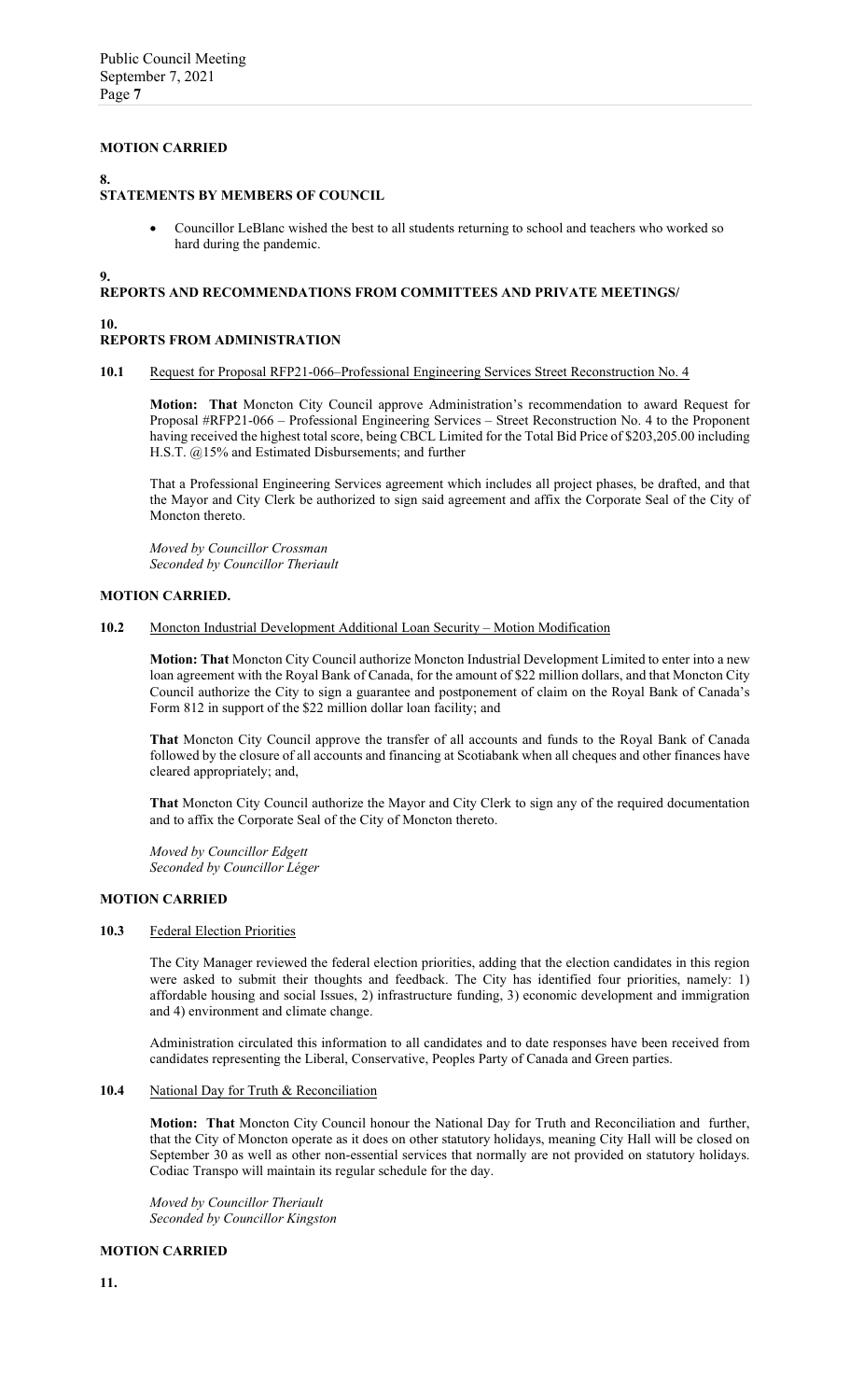**MOTION CARRIED**

**8.**
**STATEMENTS BY MEMBERS OF COUNCIL**

- Councillor LeBlanc wished the best to all students returning to school and teachers who worked so hard during the pandemic.

**9.**
**REPORTS AND RECOMMENDATIONS FROM COMMITTEES AND PRIVATE MEETINGS/**

**10.**
**REPORTS FROM ADMINISTRATION**

**10.1** Request for Proposal RFP21-066–Professional Engineering Services Street Reconstruction No. 4

**Motion: That** Moncton City Council approve Administration's recommendation to award Request for Proposal #RFP21-066 – Professional Engineering Services – Street Reconstruction No. 4 to the Proponent having received the highest total score, being CBCL Limited for the Total Bid Price of $203,205.00 including H.S.T. @15% and Estimated Disbursements; and further

That a Professional Engineering Services agreement which includes all project phases, be drafted, and that the Mayor and City Clerk be authorized to sign said agreement and affix the Corporate Seal of the City of Moncton thereto.

*Moved by Councillor Crossman*
*Seconded by Councillor Theriault*

**MOTION CARRIED.**

**10.2** Moncton Industrial Development Additional Loan Security – Motion Modification

**Motion: That** Moncton City Council authorize Moncton Industrial Development Limited to enter into a new loan agreement with the Royal Bank of Canada, for the amount of $22 million dollars, and that Moncton City Council authorize the City to sign a guarantee and postponement of claim on the Royal Bank of Canada's Form 812 in support of the $22 million dollar loan facility; and

**That** Moncton City Council approve the transfer of all accounts and funds to the Royal Bank of Canada followed by the closure of all accounts and financing at Scotiabank when all cheques and other finances have cleared appropriately; and,

**That** Moncton City Council authorize the Mayor and City Clerk to sign any of the required documentation and to affix the Corporate Seal of the City of Moncton thereto.

*Moved by Councillor Edgett*
*Seconded by Councillor Léger*

**MOTION CARRIED**

**10.3** Federal Election Priorities

The City Manager reviewed the federal election priorities, adding that the election candidates in this region were asked to submit their thoughts and feedback. The City has identified four priorities, namely: 1) affordable housing and social Issues, 2) infrastructure funding, 3) economic development and immigration and 4) environment and climate change.

Administration circulated this information to all candidates and to date responses have been received from candidates representing the Liberal, Conservative, Peoples Party of Canada and Green parties.

**10.4** National Day for Truth & Reconciliation

**Motion: That** Moncton City Council honour the National Day for Truth and Reconciliation and further, that the City of Moncton operate as it does on other statutory holidays, meaning City Hall will be closed on September 30 as well as other non-essential services that normally are not provided on statutory holidays. Codiac Transpo will maintain its regular schedule for the day.

*Moved by Councillor Theriault*
*Seconded by Councillor Kingston*

**MOTION CARRIED**

**11.**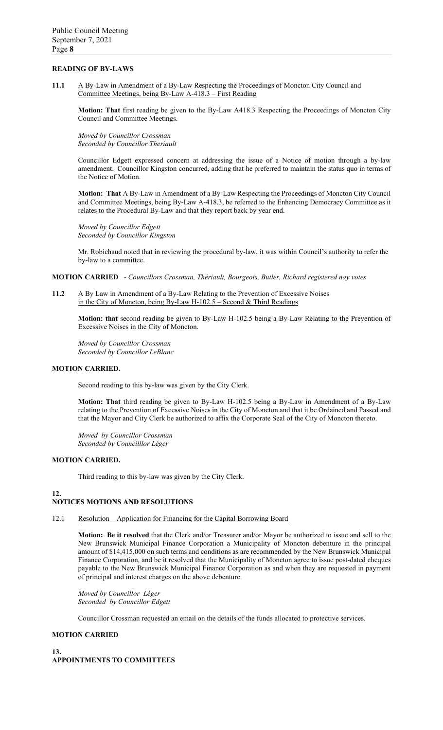## READING OF BY-LAWS

**11.1** A By-Law in Amendment of a By-Law Respecting the Proceedings of Moncton City Council and Committee Meetings, being By-Law A-418.3 – First Reading

**Motion: That** first reading be given to the By-Law A418.3 Respecting the Proceedings of Moncton City Council and Committee Meetings.

*Moved by Councillor Crossman*
*Seconded by Councillor Theriault*

Councillor Edgett expressed concern at addressing the issue of a Notice of motion through a by-law amendment. Councillor Kingston concurred, adding that he preferred to maintain the status quo in terms of the Notice of Motion.

**Motion: That** A By-Law in Amendment of a By-Law Respecting the Proceedings of Moncton City Council and Committee Meetings, being By-Law A-418.3, be referred to the Enhancing Democracy Committee as it relates to the Procedural By-Law and that they report back by year end.

*Moved by Councillor Edgett*
*Seconded by Councillor Kingston*

Mr. Robichaud noted that in reviewing the procedural by-law, it was within Council's authority to refer the by-law to a committee.

**MOTION CARRIED** - *Councillors Crossman, Thériault, Bourgeois, Butler, Richard registered nay votes*

**11.2** A By Law in Amendment of a By-Law Relating to the Prevention of Excessive Noises in the City of Moncton, being By-Law H-102.5 – Second & Third Readings

**Motion: that** second reading be given to By-Law H-102.5 being a By-Law Relating to the Prevention of Excessive Noises in the City of Moncton.

*Moved by Councillor Crossman*
*Seconded by Councillor LeBlanc*

**MOTION CARRIED.**

Second reading to this by-law was given by the City Clerk.

**Motion: That** third reading be given to By-Law H-102.5 being a By-Law in Amendment of a By-Law relating to the Prevention of Excessive Noises in the City of Moncton and that it be Ordained and Passed and that the Mayor and City Clerk be authorized to affix the Corporate Seal of the City of Moncton thereto.

*Moved by Councillor Crossman*
*Seconded by Councilllor Léger*

**MOTION CARRIED.**

Third reading to this by-law was given by the City Clerk.

## 12. NOTICES MOTIONS AND RESOLUTIONS

12.1 Resolution – Application for Financing for the Capital Borrowing Board

**Motion: Be it resolved** that the Clerk and/or Treasurer and/or Mayor be authorized to issue and sell to the New Brunswick Municipal Finance Corporation a Municipality of Moncton debenture in the principal amount of $14,415,000 on such terms and conditions as are recommended by the New Brunswick Municipal Finance Corporation, and be it resolved that the Municipality of Moncton agree to issue post-dated cheques payable to the New Brunswick Municipal Finance Corporation as and when they are requested in payment of principal and interest charges on the above debenture.

*Moved by Councillor Léger*
*Seconded by Councillor Edgett*

Councillor Crossman requested an email on the details of the funds allocated to protective services.

**MOTION CARRIED**

## 13. APPOINTMENTS TO COMMITTEES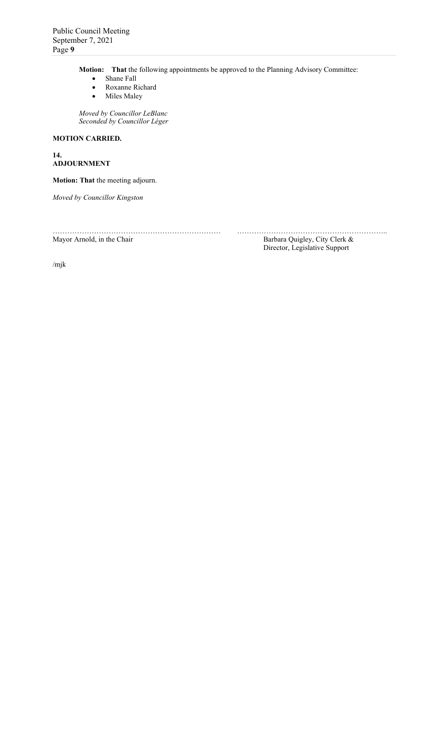**Motion: That** the following appointments be approved to the Planning Advisory Committee:

- Shane Fall
- Roxanne Richard
- Miles Maley

*Moved by Councillor LeBlanc*
*Seconded by Councillor Léger*

**MOTION CARRIED.**

**14.**
**ADJOURNMENT**

**Motion: That** the meeting adjourn.

*Moved by Councillor Kingston*

…………………………………………………………… ……………………………………………………..

Mayor Arnold, in the Chair

Barbara Quigley, City Clerk &
Director, Legislative Support

/mjk